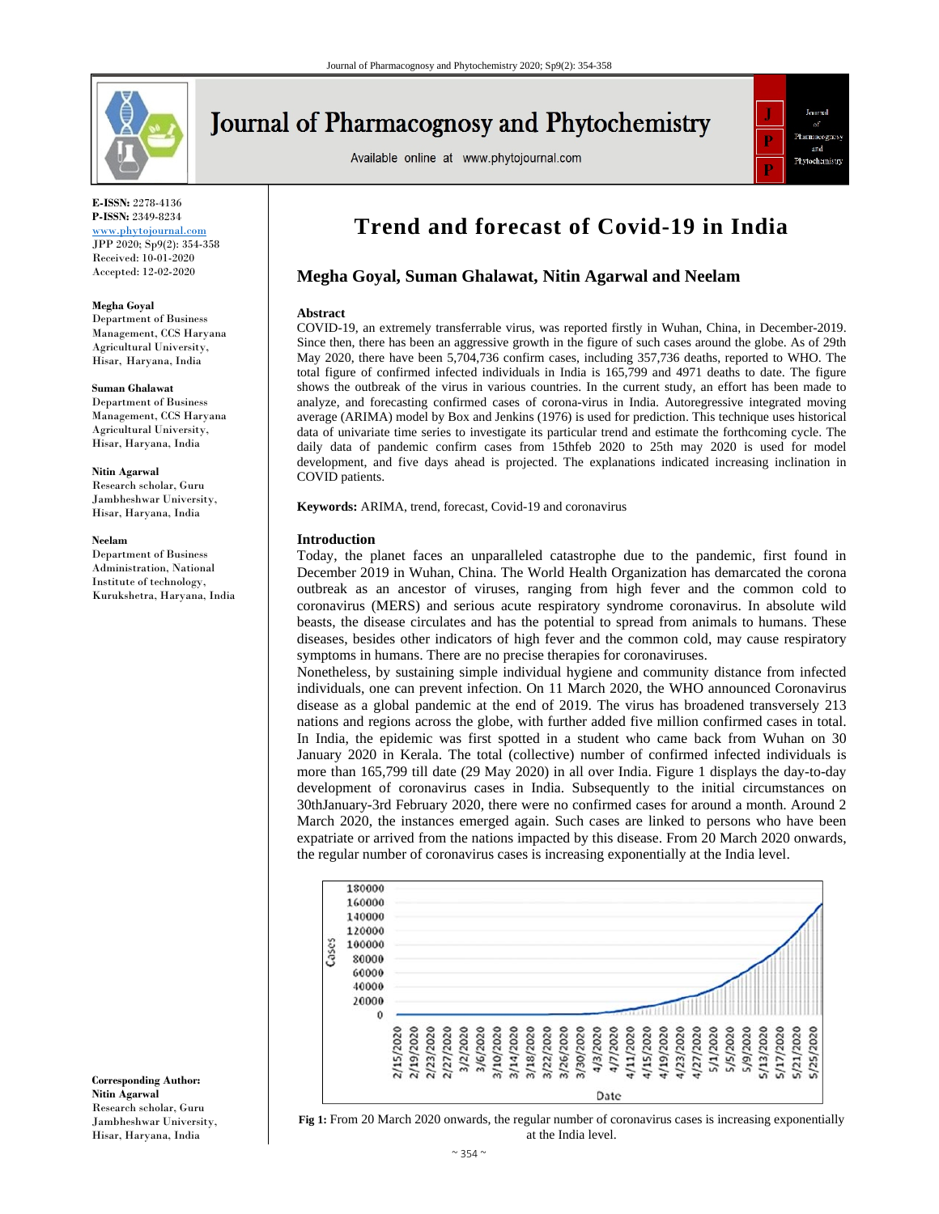E-ISSN: 2278-4136
P-ISSN: 2349-8234
www.phytojournal.com
JPP 2020; Sp9(2): 354-358
Received: 10-01-2020
Accepted: 12-02-2020

**Megha Goyal**
Department of Business Management, CCS Haryana Agricultural University, Hisar, Haryana, India

**Suman Ghalawat**
Department of Business Management, CCS Haryana Agricultural University, Hisar, Haryana, India

**Nitin Agarwal**
Research scholar, Guru Jambheshwar University, Hisar, Haryana, India

**Neelam**
Department of Business Administration, National Institute of technology, Kurukshetra, Haryana, India

**Corresponding Author:**
**Nitin Agarwal**
Research scholar, Guru Jambheshwar University, Hisar, Haryana, India

# Trend and forecast of Covid-19 in India

## Megha Goyal, Suman Ghalawat, Nitin Agarwal and Neelam

### Abstract

COVID-19, an extremely transferrable virus, was reported firstly in Wuhan, China, in December-2019. Since then, there has been an aggressive growth in the figure of such cases around the globe. As of 29th May 2020, there have been 5,704,736 confirm cases, including 357,736 deaths, reported to WHO. The total figure of confirmed infected individuals in India is 165,799 and 4971 deaths to date. The figure shows the outbreak of the virus in various countries. In the current study, an effort has been made to analyze, and forecasting confirmed cases of corona-virus in India. Autoregressive integrated moving average (ARIMA) model by Box and Jenkins (1976) is used for prediction. This technique uses historical data of univariate time series to investigate its particular trend and estimate the forthcoming cycle. The daily data of pandemic confirm cases from 15thfeb 2020 to 25th may 2020 is used for model development, and five days ahead is projected. The explanations indicated increasing inclination in COVID patients.

**Keywords:** ARIMA, trend, forecast, Covid-19 and coronavirus

### Introduction

Today, the planet faces an unparalleled catastrophe due to the pandemic, first found in December 2019 in Wuhan, China. The World Health Organization has demarcated the corona outbreak as an ancestor of viruses, ranging from high fever and the common cold to coronavirus (MERS) and serious acute respiratory syndrome coronavirus. In absolute wild beasts, the disease circulates and has the potential to spread from animals to humans. These diseases, besides other indicators of high fever and the common cold, may cause respiratory symptoms in humans. There are no precise therapies for coronaviruses.

Nonetheless, by sustaining simple individual hygiene and community distance from infected individuals, one can prevent infection. On 11 March 2020, the WHO announced Coronavirus disease as a global pandemic at the end of 2019. The virus has broadened transversely 213 nations and regions across the globe, with further added five million confirmed cases in total. In India, the epidemic was first spotted in a student who came back from Wuhan on 30 January 2020 in Kerala. The total (collective) number of confirmed infected individuals is more than 165,799 till date (29 May 2020) in all over India. Figure 1 displays the day-to-day development of coronavirus cases in India. Subsequently to the initial circumstances on 30thJanuary-3rd February 2020, there were no confirmed cases for around a month. Around 2 March 2020, the instances emerged again. Such cases are linked to persons who have been expatriate or arrived from the nations impacted by this disease. From 20 March 2020 onwards, the regular number of coronavirus cases is increasing exponentially at the India level.

**Fig 1:** From 20 March 2020 onwards, the regular number of coronavirus cases is increasing exponentially at the India level.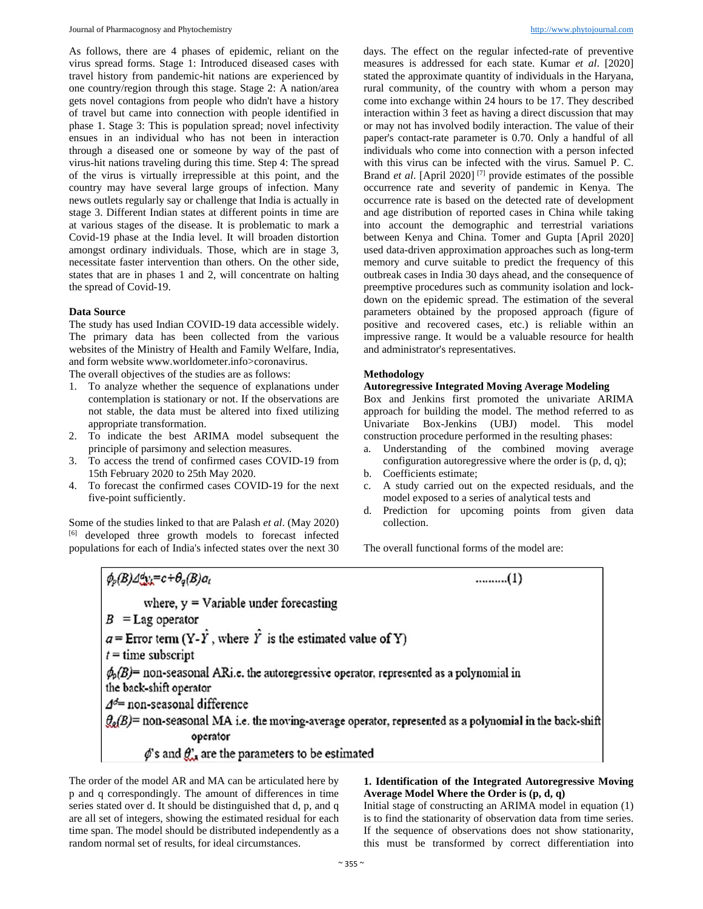As follows, there are 4 phases of epidemic, reliant on the virus spread forms. Stage 1: Introduced diseased cases with travel history from pandemic-hit nations are experienced by one country/region through this stage. Stage 2: A nation/area gets novel contagions from people who didn't have a history of travel but came into connection with people identified in phase 1. Stage 3: This is population spread; novel infectivity ensues in an individual who has not been in interaction through a diseased one or someone by way of the past of virus-hit nations traveling during this time. Step 4: The spread of the virus is virtually irrepressible at this point, and the country may have several large groups of infection. Many news outlets regularly say or challenge that India is actually in stage 3. Different Indian states at different points in time are at various stages of the disease. It is problematic to mark a Covid-19 phase at the India level. It will broaden distortion amongst ordinary individuals. Those, which are in stage 3, necessitate faster intervention than others. On the other side, states that are in phases 1 and 2, will concentrate on halting the spread of Covid-19.

**Data Source**

The study has used Indian COVID-19 data accessible widely. The primary data has been collected from the various websites of the Ministry of Health and Family Welfare, India, and form website www.worldometer.info>coronavirus.

The overall objectives of the studies are as follows:

1. To analyze whether the sequence of explanations under contemplation is stationary or not. If the observations are not stable, the data must be altered into fixed utilizing appropriate transformation.
2. To indicate the best ARIMA model subsequent the principle of parsimony and selection measures.
3. To access the trend of confirmed cases COVID-19 from 15th February 2020 to 25th May 2020.
4. To forecast the confirmed cases COVID-19 for the next five-point sufficiently.

Some of the studies linked to that are Palash *et al*. (May 2020) [6] developed three growth models to forecast infected populations for each of India's infected states over the next 30 days. The effect on the regular infected-rate of preventive measures is addressed for each state. Kumar *et al*. [2020] stated the approximate quantity of individuals in the Haryana, rural community, of the country with whom a person may come into exchange within 24 hours to be 17. They described interaction within 3 feet as having a direct discussion that may or may not has involved bodily interaction. The value of their paper's contact-rate parameter is 0.70. Only a handful of all individuals who come into connection with a person infected with this virus can be infected with the virus. Samuel P. C. Brand *et al*. [April 2020] [7] provide estimates of the possible occurrence rate and severity of pandemic in Kenya. The occurrence rate is based on the detected rate of development and age distribution of reported cases in China while taking into account the demographic and terrestrial variations between Kenya and China. Tomer and Gupta [April 2020] used data-driven approximation approaches such as long-term memory and curve suitable to predict the frequency of this outbreak cases in India 30 days ahead, and the consequence of preemptive procedures such as community isolation and lock-down on the epidemic spread. The estimation of the several parameters obtained by the proposed approach (figure of positive and recovered cases, etc.) is reliable within an impressive range. It would be a valuable resource for health and administrator's representatives.

**Methodology**

**Autoregressive Integrated Moving Average Modeling**

Box and Jenkins first promoted the univariate ARIMA approach for building the model. The method referred to as Univariate Box-Jenkins (UBJ) model. This model construction procedure performed in the resulting phases:

a. Understanding of the combined moving average configuration autoregressive where the order is (p, d, q);
b. Coefficients estimate;
c. A study carried out on the expected residuals, and the model exposed to a series of analytical tests and
d. Prediction for upcoming points from given data collection.

The overall functional forms of the model are:

$$\phi_p(B)\Delta^d y_t = c + \theta_q(B)a_t \qquad \text{..........(1)}$$

where, y = Variable under forecasting

$B$ = Lag operator

$a$ = Error term ($Y-\hat{Y}$, where $\hat{Y}$ is the estimated value of Y)

$t$ = time subscript

$\phi_p(B)$= non-seasonal ARi.e. the autoregressive operator, represented as a polynomial in the back-shift operator

$\Delta^d$= non-seasonal difference

$\theta_q(B)$= non-seasonal MA i.e. the moving-average operator, represented as a polynomial in the back-shift operator

$\phi$'s and $\theta$'s are the parameters to be estimated

The order of the model AR and MA can be articulated here by p and q correspondingly. The amount of differences in time series stated over d. It should be distinguished that d, p, and q are all set of integers, showing the estimated residual for each time span. The model should be distributed independently as a random normal set of results, for ideal circumstances.

**1. Identification of the Integrated Autoregressive Moving Average Model Where the Order is (p, d, q)**

Initial stage of constructing an ARIMA model in equation (1) is to find the stationarity of observation data from time series. If the sequence of observations does not show stationarity, this must be transformed by correct differentiation into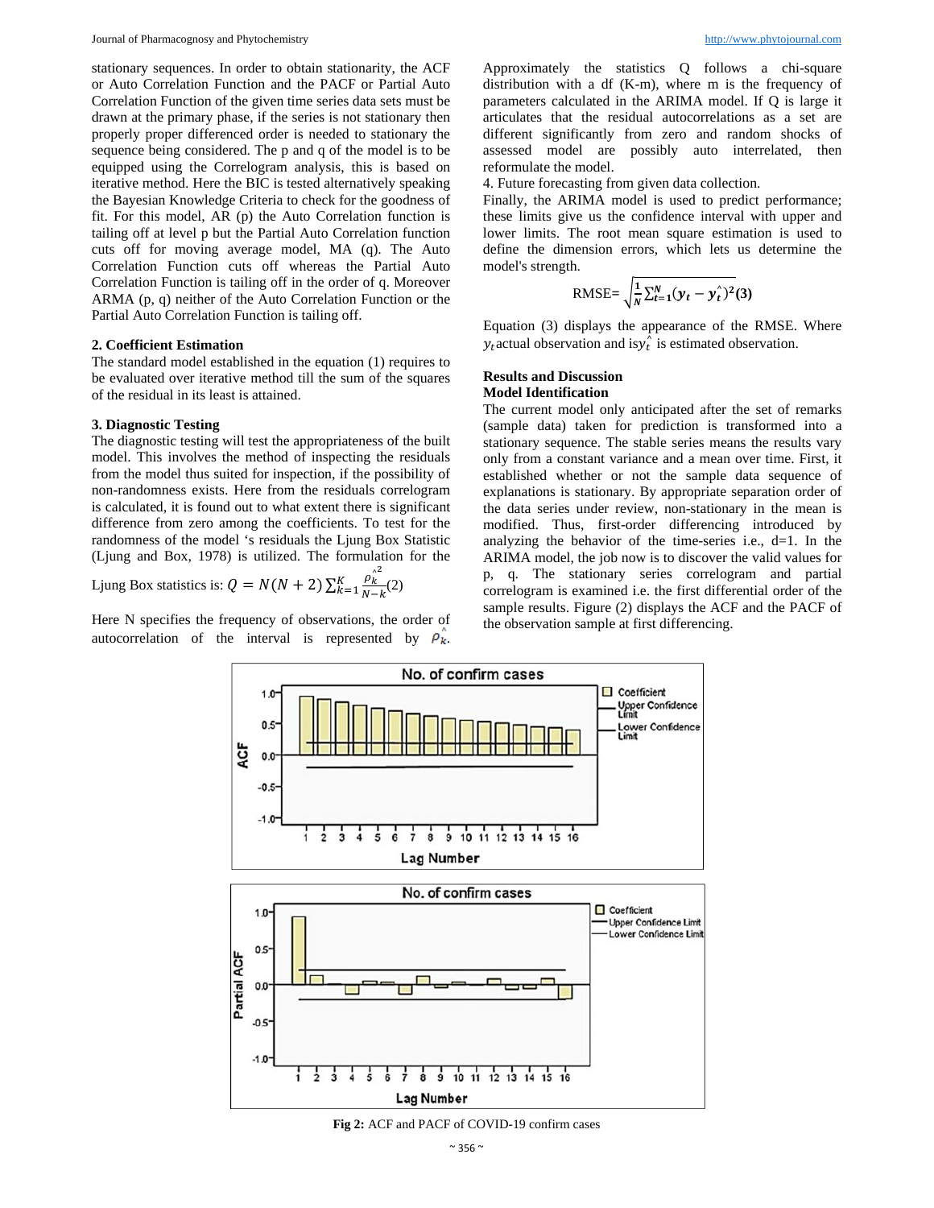stationary sequences. In order to obtain stationarity, the ACF or Auto Correlation Function and the PACF or Partial Auto Correlation Function of the given time series data sets must be drawn at the primary phase, if the series is not stationary then properly proper differenced order is needed to stationary the sequence being considered. The p and q of the model is to be equipped using the Correlogram analysis, this is based on iterative method. Here the BIC is tested alternatively speaking the Bayesian Knowledge Criteria to check for the goodness of fit. For this model, AR (p) the Auto Correlation function is tailing off at level p but the Partial Auto Correlation function cuts off for moving average model, MA (q). The Auto Correlation Function cuts off whereas the Partial Auto Correlation Function is tailing off in the order of q. Moreover ARMA (p, q) neither of the Auto Correlation Function or the Partial Auto Correlation Function is tailing off.

**2. Coefficient Estimation**

The standard model established in the equation (1) requires to be evaluated over iterative method till the sum of the squares of the residual in its least is attained.

**3. Diagnostic Testing**

The diagnostic testing will test the appropriateness of the built model. This involves the method of inspecting the residuals from the model thus suited for inspection, if the possibility of non-randomness exists. Here from the residuals correlogram is calculated, it is found out to what extent there is significant difference from zero among the coefficients. To test for the randomness of the model 's residuals the Ljung Box Statistic (Ljung and Box, 1978) is utilized. The formulation for the Ljung Box statistics is: $Q = N(N+2)\sum_{k=1}^{K}\frac{\hat{\rho}_k^2}{N-k}$(2)

Here N specifies the frequency of observations, the order of autocorrelation of the interval is represented by $\hat{\rho}_k$. Approximately the statistics Q follows a chi-square distribution with a df (K-m), where m is the frequency of parameters calculated in the ARIMA model. If Q is large it articulates that the residual autocorrelations as a set are different significantly from zero and random shocks of assessed model are possibly auto interrelated, then reformulate the model.

4. Future forecasting from given data collection.

Finally, the ARIMA model is used to predict performance; these limits give us the confidence interval with upper and lower limits. The root mean square estimation is used to define the dimension errors, which lets us determine the model's strength.

$$\text{RMSE}= \sqrt{\frac{1}{N}\sum_{t=1}^{N}(y_t - \hat{y_t})^2} \quad (3)$$

Equation (3) displays the appearance of the RMSE. Where $y_t$ actual observation and is $\hat{y_t}$ is estimated observation.

## Results and Discussion

### Model Identification

The current model only anticipated after the set of remarks (sample data) taken for prediction is transformed into a stationary sequence. The stable series means the results vary only from a constant variance and a mean over time. First, it established whether or not the sample data sequence of explanations is stationary. By appropriate separation order of the data series under review, non-stationary in the mean is modified. Thus, first-order differencing introduced by analyzing the behavior of the time-series i.e., d=1. In the ARIMA model, the job now is to discover the valid values for p, q. The stationary series correlogram and partial correlogram is examined i.e. the first differential order of the sample results. Figure (2) displays the ACF and the PACF of the observation sample at first differencing.

**Fig 2:** ACF and PACF of COVID-19 confirm cases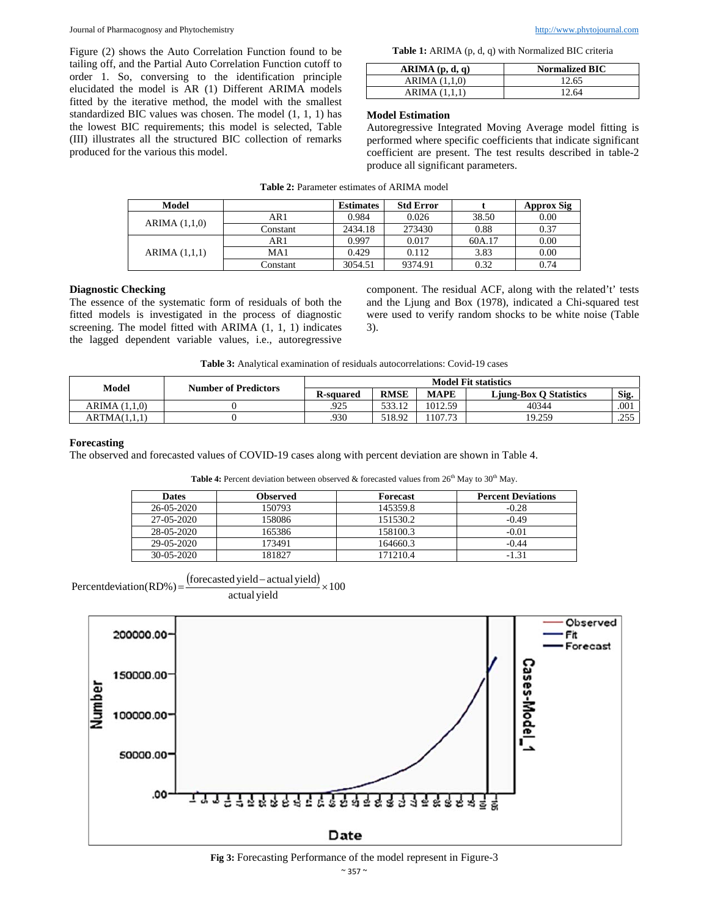Figure (2) shows the Auto Correlation Function found to be tailing off, and the Partial Auto Correlation Function cutoff to order 1. So, conversing to the identification principle elucidated the model is AR (1) Different ARIMA models fitted by the iterative method, the model with the smallest standardized BIC values was chosen. The model (1, 1, 1) has the lowest BIC requirements; this model is selected, Table (III) illustrates all the structured BIC collection of remarks produced for the various this model.

**Table 1:** ARIMA (p, d, q) with Normalized BIC criteria

| ARIMA (p, d, q) | Normalized BIC |
|---|---|
| ARIMA (1,1,0) | 12.65 |
| ARIMA (1,1,1) | 12.64 |

### Model Estimation

Autoregressive Integrated Moving Average model fitting is performed where specific coefficients that indicate significant coefficient are present. The test results described in table-2 produce all significant parameters.

**Table 2:** Parameter estimates of ARIMA model

| Model | | Estimates | Std Error | t | Approx Sig |
|---|---|---|---|---|---|
| ARIMA (1,1,0) | AR1 | 0.984 | 0.026 | 38.50 | 0.00 |
| | Constant | 2434.18 | 273430 | 0.88 | 0.37 |
| ARIMA (1,1,1) | AR1 | 0.997 | 0.017 | 60A.17 | 0.00 |
| | MA1 | 0.429 | 0.112 | 3.83 | 0.00 |
| | Constant | 3054.51 | 9374.91 | 0.32 | 0.74 |

### Diagnostic Checking

The essence of the systematic form of residuals of both the fitted models is investigated in the process of diagnostic screening. The model fitted with ARIMA (1, 1, 1) indicates the lagged dependent variable values, i.e., autoregressive component. The residual ACF, along with the related't' tests and the Ljung and Box (1978), indicated a Chi-squared test were used to verify random shocks to be white noise (Table 3).

**Table 3:** Analytical examination of residuals autocorrelations: Covid-19 cases

| Model | Number of Predictors | Model Fit statistics | | | | |
|---|---|---|---|---|---|---|
| | | R-squared | RMSE | MAPE | Ljung-Box Q Statistics | Sig. |
| ARIMA (1,1,0) | 0 | .925 | 533.12 | 1012.59 | 40344 | .001 |
| ARTMA(1,1,1) | 0 | .930 | 518.92 | 1107.73 | 19.259 | .255 |

### Forecasting

The observed and forecasted values of COVID-19 cases along with percent deviation are shown in Table 4.

**Table 4:** Percent deviation between observed & forecasted values from 26th May to 30th May.

| Dates | Observed | Forecast | Percent Deviations |
|---|---|---|---|
| 26-05-2020 | 150793 | 145359.8 | -0.28 |
| 27-05-2020 | 158086 | 151530.2 | -0.49 |
| 28-05-2020 | 165386 | 158100.3 | -0.01 |
| 29-05-2020 | 173491 | 164660.3 | -0.44 |
| 30-05-2020 | 181827 | 171210.4 | -1.31 |

$$\text{Percentdeviation(RD\%)} = \frac{(\text{forecasted yield} - \text{actual yield})}{\text{actual yield}} \times 100$$

**Fig 3:** Forecasting Performance of the model represent in Figure-3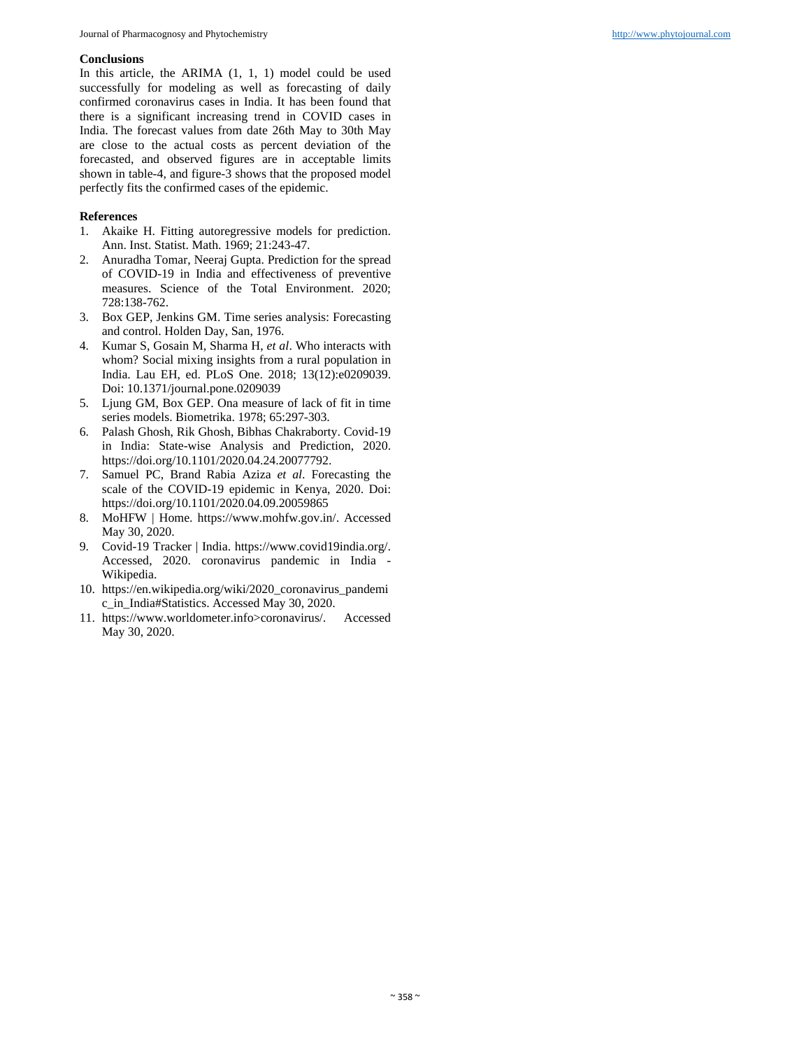## Conclusions

In this article, the ARIMA (1, 1, 1) model could be used successfully for modeling as well as forecasting of daily confirmed coronavirus cases in India. It has been found that there is a significant increasing trend in COVID cases in India. The forecast values from date 26th May to 30th May are close to the actual costs as percent deviation of the forecasted, and observed figures are in acceptable limits shown in table-4, and figure-3 shows that the proposed model perfectly fits the confirmed cases of the epidemic.

## References

1. Akaike H. Fitting autoregressive models for prediction. Ann. Inst. Statist. Math. 1969; 21:243-47.
2. Anuradha Tomar, Neeraj Gupta. Prediction for the spread of COVID-19 in India and effectiveness of preventive measures. Science of the Total Environment. 2020; 728:138-762.
3. Box GEP, Jenkins GM. Time series analysis: Forecasting and control. Holden Day, San, 1976.
4. Kumar S, Gosain M, Sharma H, *et al*. Who interacts with whom? Social mixing insights from a rural population in India. Lau EH, ed. PLoS One. 2018; 13(12):e0209039. Doi: 10.1371/journal.pone.0209039
5. Ljung GM, Box GEP. Ona measure of lack of fit in time series models. Biometrika. 1978; 65:297-303.
6. Palash Ghosh, Rik Ghosh, Bibhas Chakraborty. Covid-19 in India: State-wise Analysis and Prediction, 2020. https://doi.org/10.1101/2020.04.24.20077792.
7. Samuel PC, Brand Rabia Aziza *et al*. Forecasting the scale of the COVID-19 epidemic in Kenya, 2020. Doi: https://doi.org/10.1101/2020.04.09.20059865
8. MoHFW | Home. https://www.mohfw.gov.in/. Accessed May 30, 2020.
9. Covid-19 Tracker | India. https://www.covid19india.org/. Accessed, 2020. coronavirus pandemic in India - Wikipedia.
10. https://en.wikipedia.org/wiki/2020_coronavirus_pandemic_in_India#Statistics. Accessed May 30, 2020.
11. https://www.worldometer.info>coronavirus/. Accessed May 30, 2020.